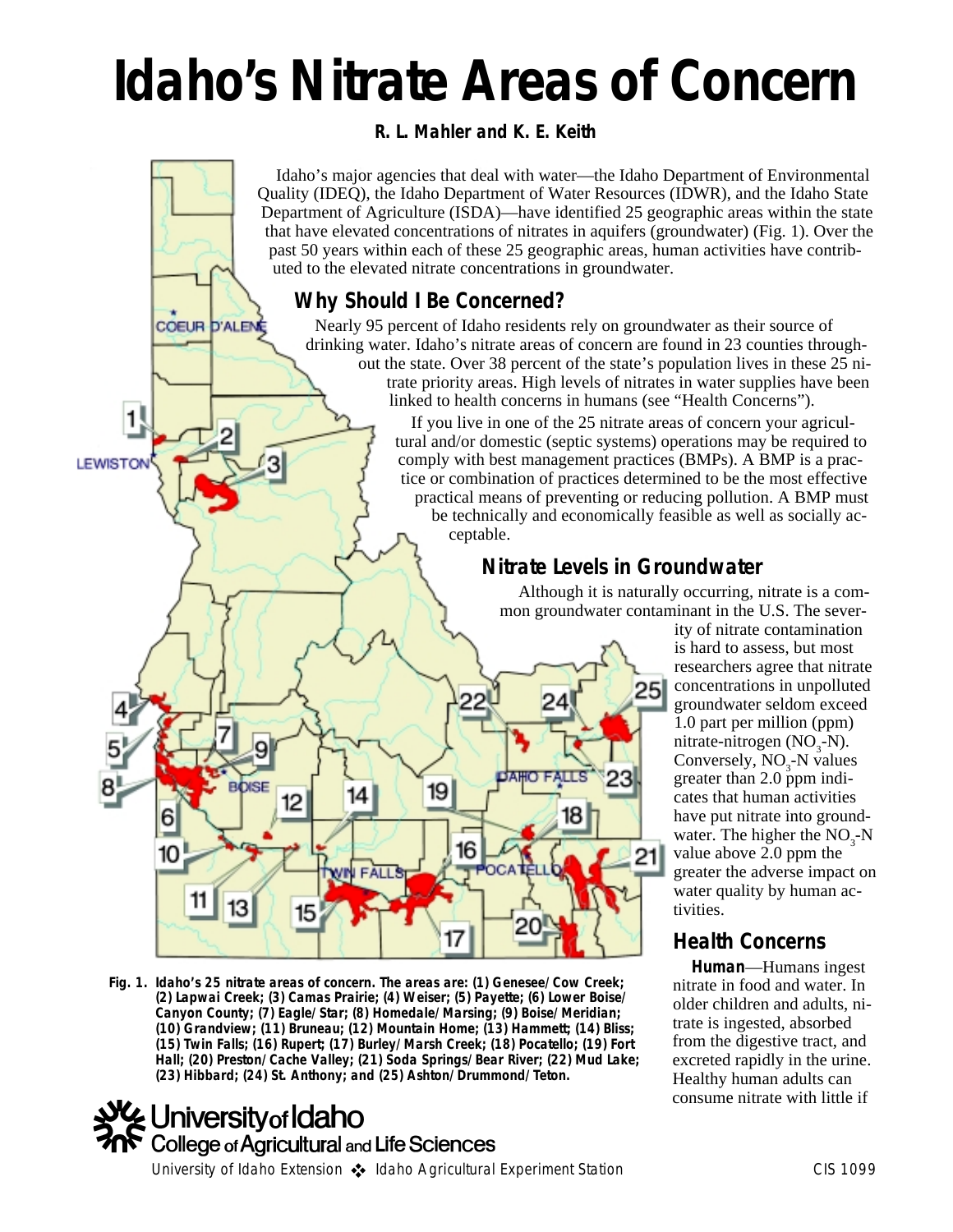# Idaho's Nitrate Areas of Concern

**R. L. Mahler and K. E. Keith**

Idaho's major agencies that deal with water—the Idaho Department of Environmental Quality (IDEQ), the Idaho Department of Water Resources (IDWR), and the Idaho State Department of Agriculture (ISDA)—have identified 25 geographic areas within the state that have elevated concentrations of nitrates in aquifers (groundwater) (Fig. 1). Over the past 50 years within each of these 25 geographic areas, human activities have contributed to the elevated nitrate concentrations in groundwater.

## Why Should I Be Concerned?

Nearly 95 percent of Idaho residents rely on groundwater as their source of drinking water. Idaho's nitrate areas of concern are found in 23 counties throughout the state. Over 38 percent of the state's population lives in these 25 nitrate priority areas. High levels of nitrates in water supplies have been linked to health concerns in humans (see "Health Concerns").

If you live in one of the 25 nitrate areas of concern your agricultural and/or domestic (septic systems) operations may be required to comply with best management practices (BMPs). A BMP is a practice or combination of practices determined to be the most effective practical means of preventing or reducing pollution. A BMP must be technically and economically feasible as well as socially acceptable.

## Nitrate Levels in Groundwater

Although it is naturally occurring, nitrate is a common groundwater contaminant in the U.S. The severity of nitrate contamination is hard to assess, but most researchers agree that nitrate concentrations in unpolluted groundwater seldom exceed 1.0 part per million (ppm) nitrate-nitrogen ($NO_3$-N). Conversely, $NO_3$-N values greater than 2.0 ppm indicates that human activities have put nitrate into groundwater. The higher the $NO_3$-N value above 2.0 ppm the greater the adverse impact on water quality by human activities.

**Fig. 1. Idaho's 25 nitrate areas of concern. The areas are: (1) Genesee/Cow Creek; (2) Lapwai Creek; (3) Camas Prairie; (4) Weiser; (5) Payette; (6) Lower Boise/Canyon County; (7) Eagle/Star; (8) Homedale/Marsing; (9) Boise/Meridian; (10) Grandview; (11) Bruneau; (12) Mountain Home; (13) Hammett; (14) Bliss; (15) Twin Falls; (16) Rupert; (17) Burley/Marsh Creek; (18) Pocatello; (19) Fort Hall; (20) Preston/Cache Valley; (21) Soda Springs/Bear River; (22) Mud Lake; (23) Hibbard; (24) St. Anthony; and (25) Ashton/Drummond/Teton.**

## Health Concerns

**Human**—Humans ingest nitrate in food and water. In older children and adults, nitrate is ingested, absorbed from the digestive tract, and excreted rapidly in the urine. Healthy human adults can consume nitrate with little if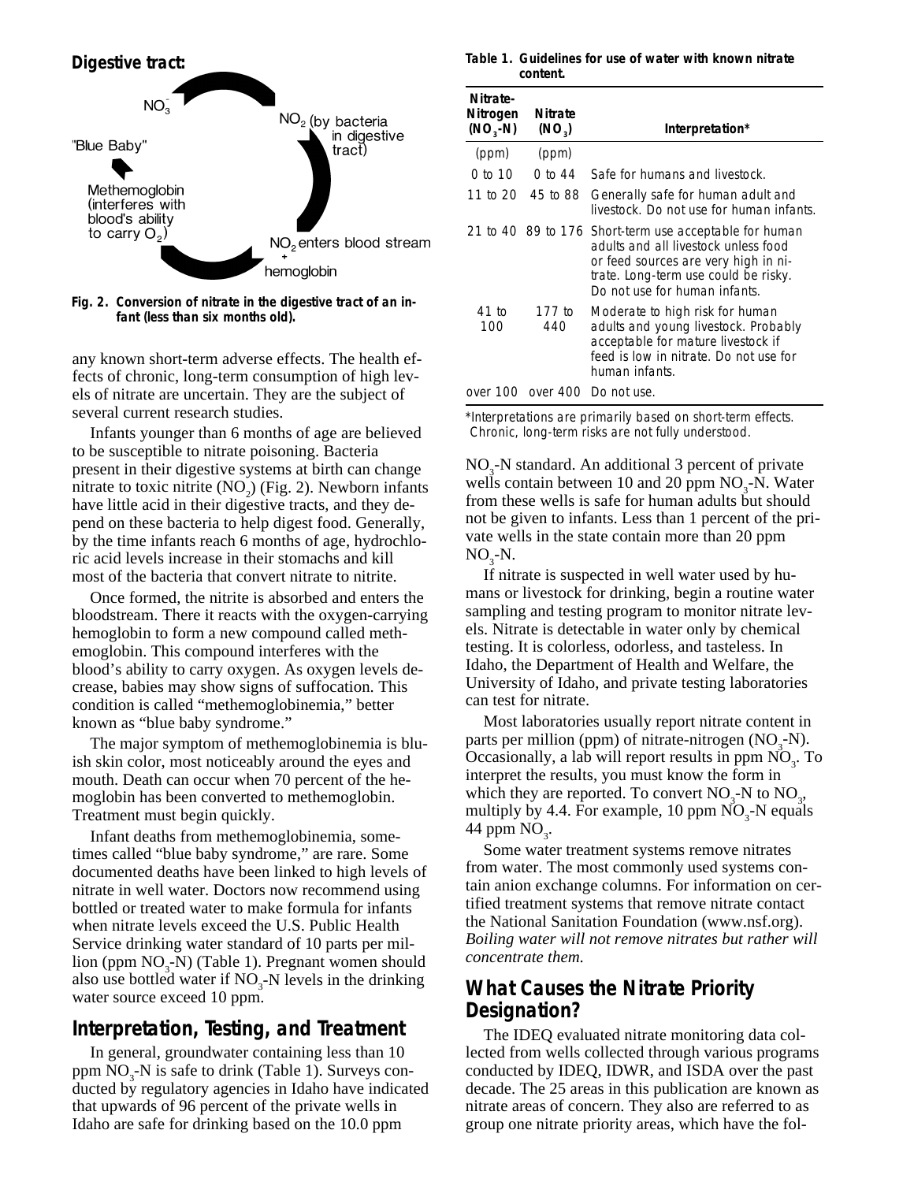**Digestive tract:**

$NO_3^-$ → $NO_2$ (by bacteria in digestive tract) → $NO_2$ enters blood stream + hemoglobin → Methemoglobin (interferes with blood's ability to carry $O_2$) → "Blue Baby"

**Fig. 2. Conversion of nitrate in the digestive tract of an infant (less than six months old).**

any known short-term adverse effects. The health effects of chronic, long-term consumption of high levels of nitrate are uncertain. They are the subject of several current research studies.

Infants younger than 6 months of age are believed to be susceptible to nitrate poisoning. Bacteria present in their digestive systems at birth can change nitrate to toxic nitrite ($NO_2$) (Fig. 2). Newborn infants have little acid in their digestive tracts, and they depend on these bacteria to help digest food. Generally, by the time infants reach 6 months of age, hydrochloric acid levels increase in their stomachs and kill most of the bacteria that convert nitrate to nitrite.

Once formed, the nitrite is absorbed and enters the bloodstream. There it reacts with the oxygen-carrying hemoglobin to form a new compound called methemoglobin. This compound interferes with the blood's ability to carry oxygen. As oxygen levels decrease, babies may show signs of suffocation. This condition is called "methemoglobinemia," better known as "blue baby syndrome."

The major symptom of methemoglobinemia is bluish skin color, most noticeably around the eyes and mouth. Death can occur when 70 percent of the hemoglobin has been converted to methemoglobin. Treatment must begin quickly.

Infant deaths from methemoglobinemia, sometimes called "blue baby syndrome," are rare. Some documented deaths have been linked to high levels of nitrate in well water. Doctors now recommend using bottled or treated water to make formula for infants when nitrate levels exceed the U.S. Public Health Service drinking water standard of 10 parts per million (ppm $NO_3$-N) (Table 1). Pregnant women should also use bottled water if $NO_3$-N levels in the drinking water source exceed 10 ppm.

## Interpretation, Testing, and Treatment

In general, groundwater containing less than 10 ppm $NO_3$-N is safe to drink (Table 1). Surveys conducted by regulatory agencies in Idaho have indicated that upwards of 96 percent of the private wells in Idaho are safe for drinking based on the 10.0 ppm $NO_3$-N standard. An additional 3 percent of private wells contain between 10 and 20 ppm $NO_3$-N. Water from these wells is safe for human adults but should not be given to infants. Less than 1 percent of the private wells in the state contain more than 20 ppm $NO_3$-N.

**Table 1. Guidelines for use of water with known nitrate content.**

| Nitrate-Nitrogen ($NO_3$-N) | Nitrate ($NO_3$) | Interpretation* |
|---|---|---|
| (ppm) | (ppm) | |
| 0 to 10 | 0 to 44 | Safe for humans and livestock. |
| 11 to 20 | 45 to 88 | Generally safe for human adult and livestock. Do not use for human infants. |
| 21 to 40 | 89 to 176 | Short-term use acceptable for human adults and all livestock unless food or feed sources are very high in nitrate. Long-term use could be risky. Do not use for human infants. |
| 41 to 100 | 177 to 440 | Moderate to high risk for human adults and young livestock. Probably acceptable for mature livestock if feed is low in nitrate. Do not use for human infants. |
| over 100 | over 400 | Do not use. |

*Interpretations are primarily based on short-term effects. Chronic, long-term risks are not fully understood.

If nitrate is suspected in well water used by humans or livestock for drinking, begin a routine water sampling and testing program to monitor nitrate levels. Nitrate is detectable in water only by chemical testing. It is colorless, odorless, and tasteless. In Idaho, the Department of Health and Welfare, the University of Idaho, and private testing laboratories can test for nitrate.

Most laboratories usually report nitrate content in parts per million (ppm) of nitrate-nitrogen ($NO_3$-N). Occasionally, a lab will report results in ppm $NO_3$. To interpret the results, you must know the form in which they are reported. To convert $NO_3$-N to $NO_3$, multiply by 4.4. For example, 10 ppm $NO_3$-N equals 44 ppm $NO_3$.

Some water treatment systems remove nitrates from water. The most commonly used systems contain anion exchange columns. For information on certified treatment systems that remove nitrate contact the National Sanitation Foundation (www.nsf.org). *Boiling water will not remove nitrates but rather will concentrate them.*

## What Causes the Nitrate Priority Designation?

The IDEQ evaluated nitrate monitoring data collected from wells collected through various programs conducted by IDEQ, IDWR, and ISDA over the past decade. The 25 areas in this publication are known as nitrate areas of concern. They also are referred to as group one nitrate priority areas, which have the fol-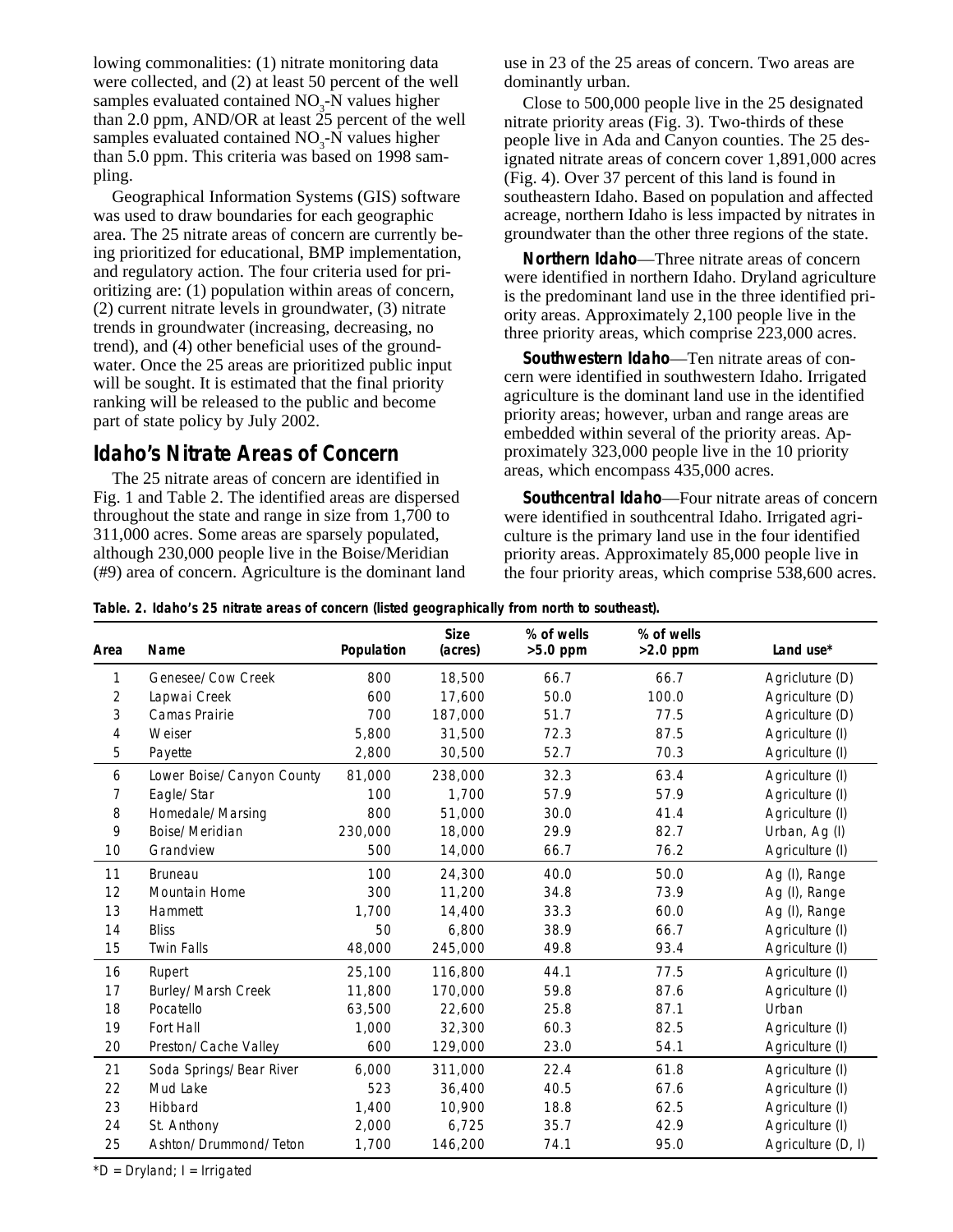lowing commonalities: (1) nitrate monitoring data were collected, and (2) at least 50 percent of the well samples evaluated contained $NO_3$-N values higher than 2.0 ppm, AND/OR at least 25 percent of the well samples evaluated contained $NO_3$-N values higher than 5.0 ppm. This criteria was based on 1998 sampling.

Geographical Information Systems (GIS) software was used to draw boundaries for each geographic area. The 25 nitrate areas of concern are currently being prioritized for educational, BMP implementation, and regulatory action. The four criteria used for prioritizing are: (1) population within areas of concern, (2) current nitrate levels in groundwater, (3) nitrate trends in groundwater (increasing, decreasing, no trend), and (4) other beneficial uses of the groundwater. Once the 25 areas are prioritized public input will be sought. It is estimated that the final priority ranking will be released to the public and become part of state policy by July 2002.

## Idaho's Nitrate Areas of Concern

The 25 nitrate areas of concern are identified in Fig. 1 and Table 2. The identified areas are dispersed throughout the state and range in size from 1,700 to 311,000 acres. Some areas are sparsely populated, although 230,000 people live in the Boise/Meridian (#9) area of concern. Agriculture is the dominant land use in 23 of the 25 areas of concern. Two areas are dominantly urban.

Close to 500,000 people live in the 25 designated nitrate priority areas (Fig. 3). Two-thirds of these people live in Ada and Canyon counties. The 25 designated nitrate areas of concern cover 1,891,000 acres (Fig. 4). Over 37 percent of this land is found in southeastern Idaho. Based on population and affected acreage, northern Idaho is less impacted by nitrates in groundwater than the other three regions of the state.

**Northern Idaho**—Three nitrate areas of concern were identified in northern Idaho. Dryland agriculture is the predominant land use in the three identified priority areas. Approximately 2,100 people live in the three priority areas, which comprise 223,000 acres.

**Southwestern Idaho**—Ten nitrate areas of concern were identified in southwestern Idaho. Irrigated agriculture is the dominant land use in the identified priority areas; however, urban and range areas are embedded within several of the priority areas. Approximately 323,000 people live in the 10 priority areas, which encompass 435,000 acres.

**Southcentral Idaho**—Four nitrate areas of concern were identified in southcentral Idaho. Irrigated agriculture is the primary land use in the four identified priority areas. Approximately 85,000 people live in the four priority areas, which comprise 538,600 acres.

**Table. 2. Idaho's 25 nitrate areas of concern (listed geographically from north to southeast).**

| Area | Name | Population | Size (acres) | % of wells >5.0 ppm | % of wells >2.0 ppm | Land use* |
|---|---|---|---|---|---|---|
| 1 | Genesee/Cow Creek | 800 | 18,500 | 66.7 | 66.7 | Agriculture (D) |
| 2 | Lapwai Creek | 600 | 17,600 | 50.0 | 100.0 | Agriculture (D) |
| 3 | Camas Prairie | 700 | 187,000 | 51.7 | 77.5 | Agriculture (D) |
| 4 | Weiser | 5,800 | 31,500 | 72.3 | 87.5 | Agriculture (I) |
| 5 | Payette | 2,800 | 30,500 | 52.7 | 70.3 | Agriculture (I) |
| 6 | Lower Boise/Canyon County | 81,000 | 238,000 | 32.3 | 63.4 | Agriculture (I) |
| 7 | Eagle/Star | 100 | 1,700 | 57.9 | 57.9 | Agriculture (I) |
| 8 | Homedale/Marsing | 800 | 51,000 | 30.0 | 41.4 | Agriculture (I) |
| 9 | Boise/Meridian | 230,000 | 18,000 | 29.9 | 82.7 | Urban, Ag (I) |
| 10 | Grandview | 500 | 14,000 | 66.7 | 76.2 | Agriculture (I) |
| 11 | Bruneau | 100 | 24,300 | 40.0 | 50.0 | Ag (I), Range |
| 12 | Mountain Home | 300 | 11,200 | 34.8 | 73.9 | Ag (I), Range |
| 13 | Hammett | 1,700 | 14,400 | 33.3 | 60.0 | Ag (I), Range |
| 14 | Bliss | 50 | 6,800 | 38.9 | 66.7 | Agriculture (I) |
| 15 | Twin Falls | 48,000 | 245,000 | 49.8 | 93.4 | Agriculture (I) |
| 16 | Rupert | 25,100 | 116,800 | 44.1 | 77.5 | Agriculture (I) |
| 17 | Burley/Marsh Creek | 11,800 | 170,000 | 59.8 | 87.6 | Agriculture (I) |
| 18 | Pocatello | 63,500 | 22,600 | 25.8 | 87.1 | Urban |
| 19 | Fort Hall | 1,000 | 32,300 | 60.3 | 82.5 | Agriculture (I) |
| 20 | Preston/Cache Valley | 600 | 129,000 | 23.0 | 54.1 | Agriculture (I) |
| 21 | Soda Springs/Bear River | 6,000 | 311,000 | 22.4 | 61.8 | Agriculture (I) |
| 22 | Mud Lake | 523 | 36,400 | 40.5 | 67.6 | Agriculture (I) |
| 23 | Hibbard | 1,400 | 10,900 | 18.8 | 62.5 | Agriculture (I) |
| 24 | St. Anthony | 2,000 | 6,725 | 35.7 | 42.9 | Agriculture (I) |
| 25 | Ashton/Drummond/Teton | 1,700 | 146,200 | 74.1 | 95.0 | Agriculture (D, I) |

*D = Dryland; I = Irrigated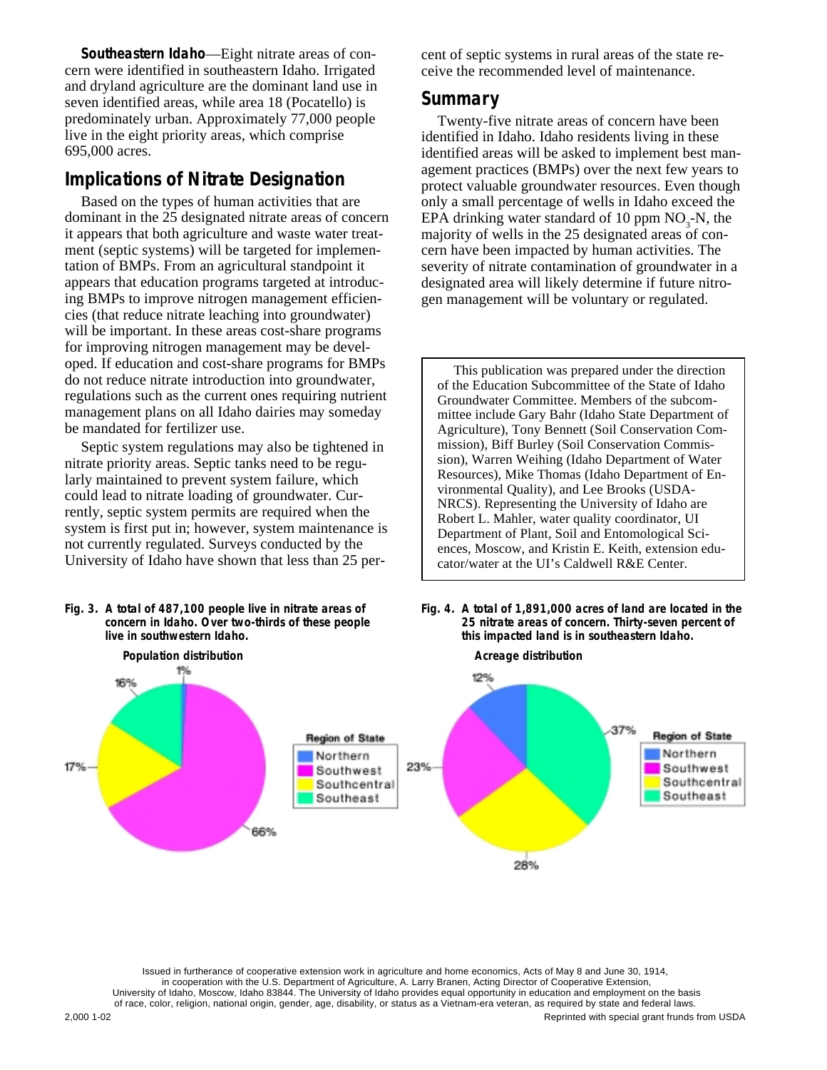**Southeastern Idaho**—Eight nitrate areas of concern were identified in southeastern Idaho. Irrigated and dryland agriculture are the dominant land use in seven identified areas, while area 18 (Pocatello) is predominately urban. Approximately 77,000 people live in the eight priority areas, which comprise 695,000 acres.

## Implications of Nitrate Designation

Based on the types of human activities that are dominant in the 25 designated nitrate areas of concern it appears that both agriculture and waste water treatment (septic systems) will be targeted for implementation of BMPs. From an agricultural standpoint it appears that education programs targeted at introducing BMPs to improve nitrogen management efficiencies (that reduce nitrate leaching into groundwater) will be important. In these areas cost-share programs for improving nitrogen management may be developed. If education and cost-share programs for BMPs do not reduce nitrate introduction into groundwater, regulations such as the current ones requiring nutrient management plans on all Idaho dairies may someday be mandated for fertilizer use.

Septic system regulations may also be tightened in nitrate priority areas. Septic tanks need to be regularly maintained to prevent system failure, which could lead to nitrate loading of groundwater. Currently, septic system permits are required when the system is first put in; however, system maintenance is not currently regulated. Surveys conducted by the University of Idaho have shown that less than 25 percent of septic systems in rural areas of the state receive the recommended level of maintenance.

## Summary

Twenty-five nitrate areas of concern have been identified in Idaho. Idaho residents living in these identified areas will be asked to implement best management practices (BMPs) over the next few years to protect valuable groundwater resources. Even though only a small percentage of wells in Idaho exceed the EPA drinking water standard of 10 ppm $NO_3$-N, the majority of wells in the 25 designated areas of concern have been impacted by human activities. The severity of nitrate contamination of groundwater in a designated area will likely determine if future nitrogen management will be voluntary or regulated.

This publication was prepared under the direction of the Education Subcommittee of the State of Idaho Groundwater Committee. Members of the subcommittee include Gary Bahr (Idaho State Department of Agriculture), Tony Bennett (Soil Conservation Commission), Biff Burley (Soil Conservation Commission), Warren Weihing (Idaho Department of Water Resources), Mike Thomas (Idaho Department of Environmental Quality), and Lee Brooks (USDA-NRCS). Representing the University of Idaho are Robert L. Mahler, water quality coordinator, UI Department of Plant, Soil and Entomological Sciences, Moscow, and Kristin E. Keith, extension educator/water at the UI's Caldwell R&E Center.

**Fig. 3. A total of 487,100 people live in nitrate areas of concern in Idaho. Over two-thirds of these people live in southwestern Idaho.**

Population distribution

1%
16%
17%
66%

Region of State
Northern
Southwest
Southcentral
Southeast

**Fig. 4. A total of 1,891,000 acres of land are located in the 25 nitrate areas of concern. Thirty-seven percent of this impacted land is in southeastern Idaho.**

Acreage distribution

12%
37%
23%
28%

Region of State
Northern
Southwest
Southcentral
Southeast

Issued in furtherance of cooperative extension work in agriculture and home economics, Acts of May 8 and June 30, 1914, in cooperation with the U.S. Department of Agriculture, A. Larry Branen, Acting Director of Cooperative Extension, University of Idaho, Moscow, Idaho 83844. The University of Idaho provides equal opportunity in education and employment on the basis of race, color, religion, national origin, gender, age, disability, or status as a Vietnam-era veteran, as required by state and federal laws.

2,000 1-02

Reprinted with special grant frunds from USDA